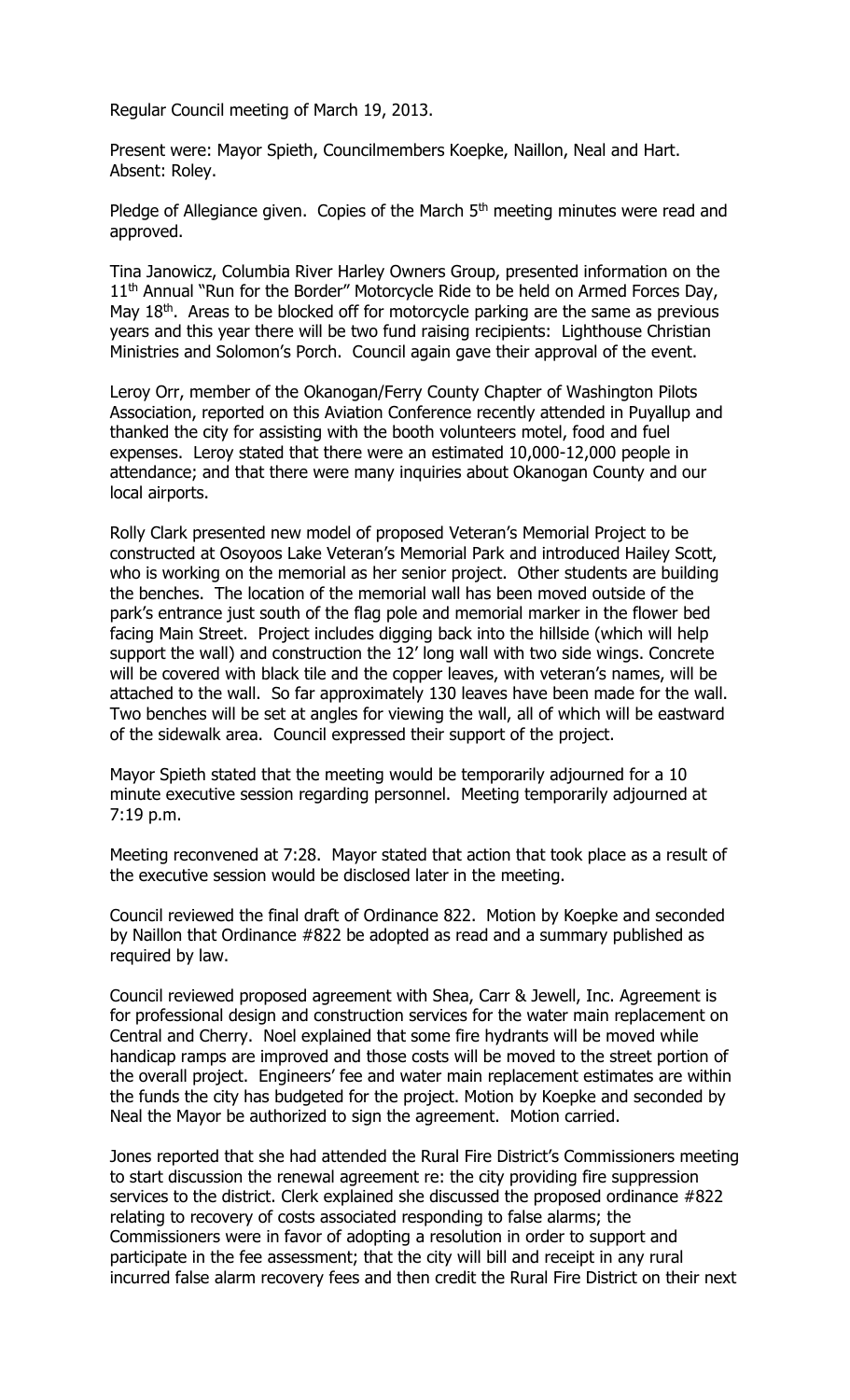Regular Council meeting of March 19, 2013.

Present were: Mayor Spieth, Councilmembers Koepke, Naillon, Neal and Hart. Absent: Roley.

Pledge of Allegiance given. Copies of the March 5th meeting minutes were read and approved.

Tina Janowicz, Columbia River Harley Owners Group, presented information on the 11th Annual "Run for the Border" Motorcycle Ride to be held on Armed Forces Day, May 18th. Areas to be blocked off for motorcycle parking are the same as previous years and this year there will be two fund raising recipients: Lighthouse Christian Ministries and Solomon's Porch. Council again gave their approval of the event.

Leroy Orr, member of the Okanogan/Ferry County Chapter of Washington Pilots Association, reported on this Aviation Conference recently attended in Puyallup and thanked the city for assisting with the booth volunteers motel, food and fuel expenses. Leroy stated that there were an estimated 10,000-12,000 people in attendance; and that there were many inquiries about Okanogan County and our local airports.

Rolly Clark presented new model of proposed Veteran's Memorial Project to be constructed at Osoyoos Lake Veteran's Memorial Park and introduced Hailey Scott, who is working on the memorial as her senior project. Other students are building the benches. The location of the memorial wall has been moved outside of the park's entrance just south of the flag pole and memorial marker in the flower bed facing Main Street. Project includes digging back into the hillside (which will help support the wall) and construction the 12' long wall with two side wings. Concrete will be covered with black tile and the copper leaves, with veteran's names, will be attached to the wall. So far approximately 130 leaves have been made for the wall. Two benches will be set at angles for viewing the wall, all of which will be eastward of the sidewalk area. Council expressed their support of the project.

Mayor Spieth stated that the meeting would be temporarily adjourned for a 10 minute executive session regarding personnel. Meeting temporarily adjourned at 7:19 p.m.

Meeting reconvened at 7:28. Mayor stated that action that took place as a result of the executive session would be disclosed later in the meeting.

Council reviewed the final draft of Ordinance 822. Motion by Koepke and seconded by Naillon that Ordinance #822 be adopted as read and a summary published as required by law.

Council reviewed proposed agreement with Shea, Carr & Jewell, Inc. Agreement is for professional design and construction services for the water main replacement on Central and Cherry. Noel explained that some fire hydrants will be moved while handicap ramps are improved and those costs will be moved to the street portion of the overall project. Engineers' fee and water main replacement estimates are within the funds the city has budgeted for the project. Motion by Koepke and seconded by Neal the Mayor be authorized to sign the agreement. Motion carried.

Jones reported that she had attended the Rural Fire District's Commissioners meeting to start discussion the renewal agreement re: the city providing fire suppression services to the district. Clerk explained she discussed the proposed ordinance #822 relating to recovery of costs associated responding to false alarms; the Commissioners were in favor of adopting a resolution in order to support and participate in the fee assessment; that the city will bill and receipt in any rural incurred false alarm recovery fees and then credit the Rural Fire District on their next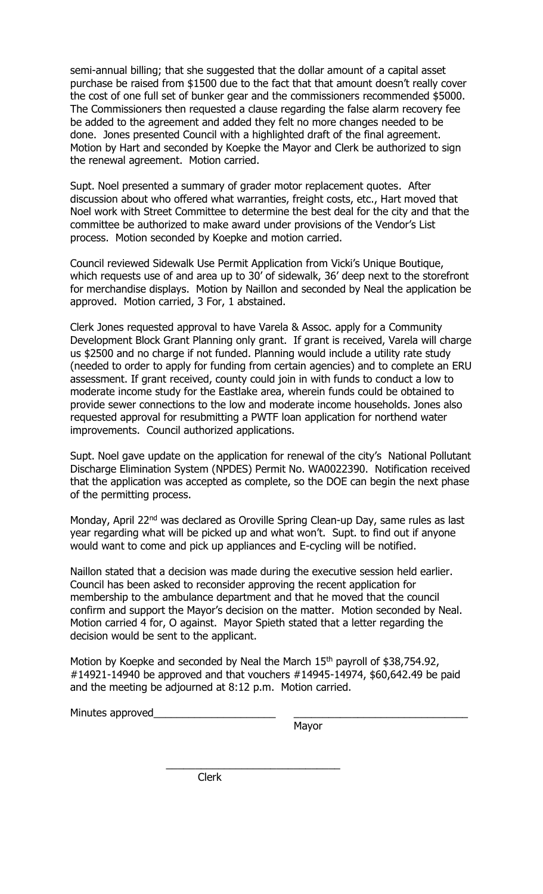semi-annual billing; that she suggested that the dollar amount of a capital asset purchase be raised from $1500 due to the fact that that amount doesn't really cover the cost of one full set of bunker gear and the commissioners recommended $5000. The Commissioners then requested a clause regarding the false alarm recovery fee be added to the agreement and added they felt no more changes needed to be done. Jones presented Council with a highlighted draft of the final agreement. Motion by Hart and seconded by Koepke the Mayor and Clerk be authorized to sign the renewal agreement. Motion carried.

Supt. Noel presented a summary of grader motor replacement quotes. After discussion about who offered what warranties, freight costs, etc., Hart moved that Noel work with Street Committee to determine the best deal for the city and that the committee be authorized to make award under provisions of the Vendor's List process. Motion seconded by Koepke and motion carried.

Council reviewed Sidewalk Use Permit Application from Vicki's Unique Boutique, which requests use of and area up to 30' of sidewalk, 36' deep next to the storefront for merchandise displays. Motion by Naillon and seconded by Neal the application be approved. Motion carried, 3 For, 1 abstained.

Clerk Jones requested approval to have Varela & Assoc. apply for a Community Development Block Grant Planning only grant. If grant is received, Varela will charge us $2500 and no charge if not funded. Planning would include a utility rate study (needed to order to apply for funding from certain agencies) and to complete an ERU assessment. If grant received, county could join in with funds to conduct a low to moderate income study for the Eastlake area, wherein funds could be obtained to provide sewer connections to the low and moderate income households. Jones also requested approval for resubmitting a PWTF loan application for northend water improvements. Council authorized applications.

Supt. Noel gave update on the application for renewal of the city's National Pollutant Discharge Elimination System (NPDES) Permit No. WA0022390. Notification received that the application was accepted as complete, so the DOE can begin the next phase of the permitting process.

Monday, April 22nd was declared as Oroville Spring Clean-up Day, same rules as last year regarding what will be picked up and what won't. Supt. to find out if anyone would want to come and pick up appliances and E-cycling will be notified.

Naillon stated that a decision was made during the executive session held earlier. Council has been asked to reconsider approving the recent application for membership to the ambulance department and that he moved that the council confirm and support the Mayor's decision on the matter. Motion seconded by Neal. Motion carried 4 for, O against. Mayor Spieth stated that a letter regarding the decision would be sent to the applicant.

Motion by Koepke and seconded by Neal the March 15th payroll of $38,754.92, #14921-14940 be approved and that vouchers #14945-14974, $60,642.49 be paid and the meeting be adjourned at 8:12 p.m. Motion carried.

Minutes approved_____________________ ______________________________

Mayor

______________________________

Clerk